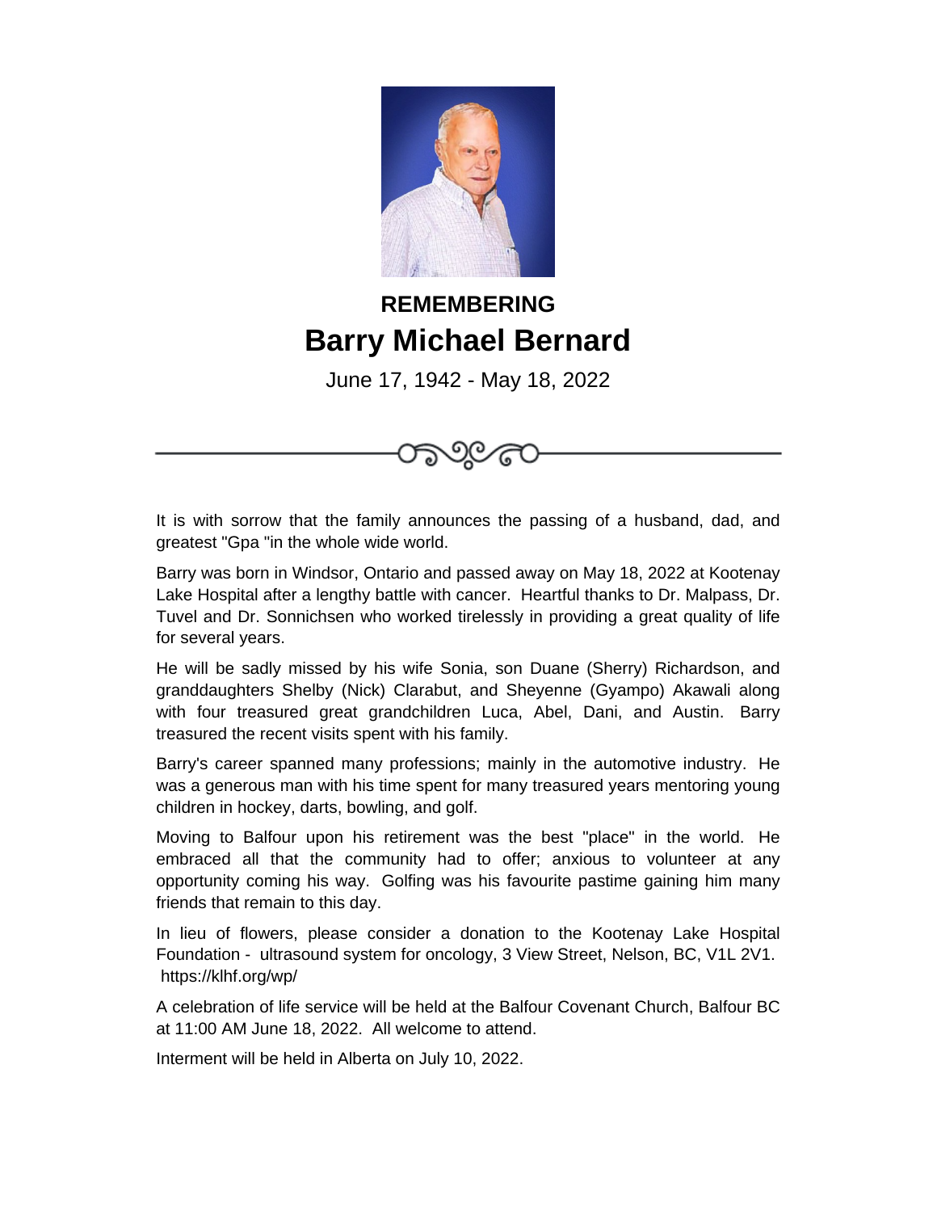**REMEMBERING**

# Barry Michael Bernard

June 17, 1942 - May 18, 2022

It is with sorrow that the family announces the passing of a husband, dad, and greatest "Gpa "in the whole wide world.

Barry was born in Windsor, Ontario and passed away on May 18, 2022 at Kootenay Lake Hospital after a lengthy battle with cancer. Heartful thanks to Dr. Malpass, Dr. Tuvel and Dr. Sonnichsen who worked tirelessly in providing a great quality of life for several years.

He will be sadly missed by his wife Sonia, son Duane (Sherry) Richardson, and granddaughters Shelby (Nick) Clarabut, and Sheyenne (Gyampo) Akawali along with four treasured great grandchildren Luca, Abel, Dani, and Austin. Barry treasured the recent visits spent with his family.

Barry's career spanned many professions; mainly in the automotive industry. He was a generous man with his time spent for many treasured years mentoring young children in hockey, darts, bowling, and golf.

Moving to Balfour upon his retirement was the best "place" in the world. He embraced all that the community had to offer; anxious to volunteer at any opportunity coming his way. Golfing was his favourite pastime gaining him many friends that remain to this day.

In lieu of flowers, please consider a donation to the Kootenay Lake Hospital Foundation - ultrasound system for oncology, 3 View Street, Nelson, BC, V1L 2V1. https://klhf.org/wp/

A celebration of life service will be held at the Balfour Covenant Church, Balfour BC at 11:00 AM June 18, 2022. All welcome to attend.

Interment will be held in Alberta on July 10, 2022.